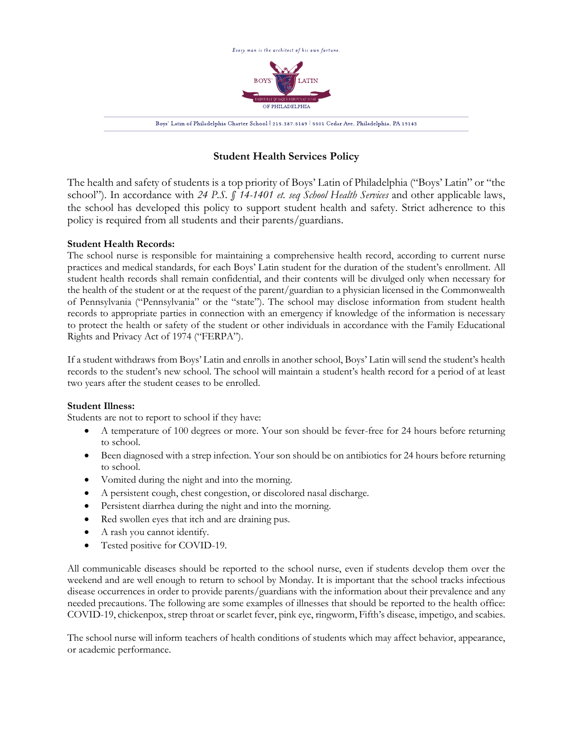Every man is the architect of his own fortune.

BOYS' LATIN OF PHILADELPHIA

Boys' Latin of Philadelphia Charter School | 215.387.5149 | 5501 Cedar Ave, Philadelphia, PA 19143

## Student Health Services Policy

The health and safety of students is a top priority of Boys' Latin of Philadelphia ("Boys' Latin" or "the school"). In accordance with *24 P.S. § 14-1401 et. seq School Health Services* and other applicable laws, the school has developed this policy to support student health and safety. Strict adherence to this policy is required from all students and their parents/guardians.

**Student Health Records:**

The school nurse is responsible for maintaining a comprehensive health record, according to current nurse practices and medical standards, for each Boys' Latin student for the duration of the student's enrollment. All student health records shall remain confidential, and their contents will be divulged only when necessary for the health of the student or at the request of the parent/guardian to a physician licensed in the Commonwealth of Pennsylvania ("Pennsylvania" or the "state"). The school may disclose information from student health records to appropriate parties in connection with an emergency if knowledge of the information is necessary to protect the health or safety of the student or other individuals in accordance with the Family Educational Rights and Privacy Act of 1974 ("FERPA").

If a student withdraws from Boys' Latin and enrolls in another school, Boys' Latin will send the student's health records to the student's new school. The school will maintain a student's health record for a period of at least two years after the student ceases to be enrolled.

**Student Illness:**

Students are not to report to school if they have:

- A temperature of 100 degrees or more. Your son should be fever-free for 24 hours before returning to school.
- Been diagnosed with a strep infection. Your son should be on antibiotics for 24 hours before returning to school.
- Vomited during the night and into the morning.
- A persistent cough, chest congestion, or discolored nasal discharge.
- Persistent diarrhea during the night and into the morning.
- Red swollen eyes that itch and are draining pus.
- A rash you cannot identify.
- Tested positive for COVID-19.

All communicable diseases should be reported to the school nurse, even if students develop them over the weekend and are well enough to return to school by Monday. It is important that the school tracks infectious disease occurrences in order to provide parents/guardians with the information about their prevalence and any needed precautions. The following are some examples of illnesses that should be reported to the health office: COVID-19, chickenpox, strep throat or scarlet fever, pink eye, ringworm, Fifth's disease, impetigo, and scabies.

The school nurse will inform teachers of health conditions of students which may affect behavior, appearance, or academic performance.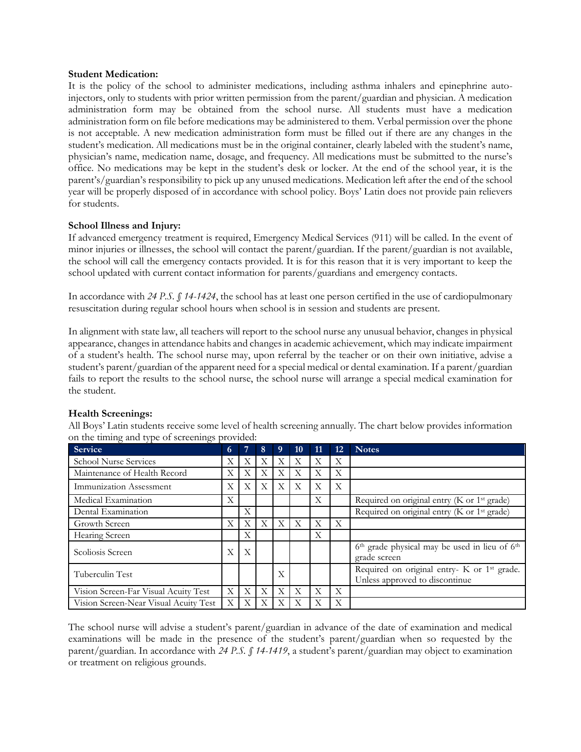**Student Medication:**

It is the policy of the school to administer medications, including asthma inhalers and epinephrine auto-injectors, only to students with prior written permission from the parent/guardian and physician. A medication administration form may be obtained from the school nurse. All students must have a medication administration form on file before medications may be administered to them. Verbal permission over the phone is not acceptable. A new medication administration form must be filled out if there are any changes in the student's medication. All medications must be in the original container, clearly labeled with the student's name, physician's name, medication name, dosage, and frequency. All medications must be submitted to the nurse's office. No medications may be kept in the student's desk or locker. At the end of the school year, it is the parent's/guardian's responsibility to pick up any unused medications. Medication left after the end of the school year will be properly disposed of in accordance with school policy. Boys' Latin does not provide pain relievers for students.

**School Illness and Injury:**

If advanced emergency treatment is required, Emergency Medical Services (911) will be called. In the event of minor injuries or illnesses, the school will contact the parent/guardian. If the parent/guardian is not available, the school will call the emergency contacts provided. It is for this reason that it is very important to keep the school updated with current contact information for parents/guardians and emergency contacts.

In accordance with *24 P.S. § 14-1424*, the school has at least one person certified in the use of cardiopulmonary resuscitation during regular school hours when school is in session and students are present.

In alignment with state law, all teachers will report to the school nurse any unusual behavior, changes in physical appearance, changes in attendance habits and changes in academic achievement, which may indicate impairment of a student's health. The school nurse may, upon referral by the teacher or on their own initiative, advise a student's parent/guardian of the apparent need for a special medical or dental examination. If a parent/guardian fails to report the results to the school nurse, the school nurse will arrange a special medical examination for the student.

**Health Screenings:**

All Boys' Latin students receive some level of health screening annually. The chart below provides information on the timing and type of screenings provided:

| Service | 6 | 7 | 8 | 9 | 10 | 11 | 12 | Notes |
|---|---|---|---|---|---|---|---|---|
| School Nurse Services | X | X | X | X | X | X | X | |
| Maintenance of Health Record | X | X | X | X | X | X | X | |
| Immunization Assessment | X | X | X | X | X | X | X | |
| Medical Examination | X | | | | | X | | Required on original entry (K or 1st grade) |
| Dental Examination | | X | | | | | | Required on original entry (K or 1st grade) |
| Growth Screen | X | X | X | X | X | X | X | |
| Hearing Screen | | X | | | | X | | |
| Scoliosis Screen | X | X | | | | | | 6th grade physical may be used in lieu of 6th grade screen |
| Tuberculin Test | | | | X | | | | Required on original entry- K or 1st grade. Unless approved to discontinue |
| Vision Screen-Far Visual Acuity Test | X | X | X | X | X | X | X | |
| Vision Screen-Near Visual Acuity Test | X | X | X | X | X | X | X | |

The school nurse will advise a student's parent/guardian in advance of the date of examination and medical examinations will be made in the presence of the student's parent/guardian when so requested by the parent/guardian. In accordance with *24 P.S. § 14-1419*, a student's parent/guardian may object to examination or treatment on religious grounds.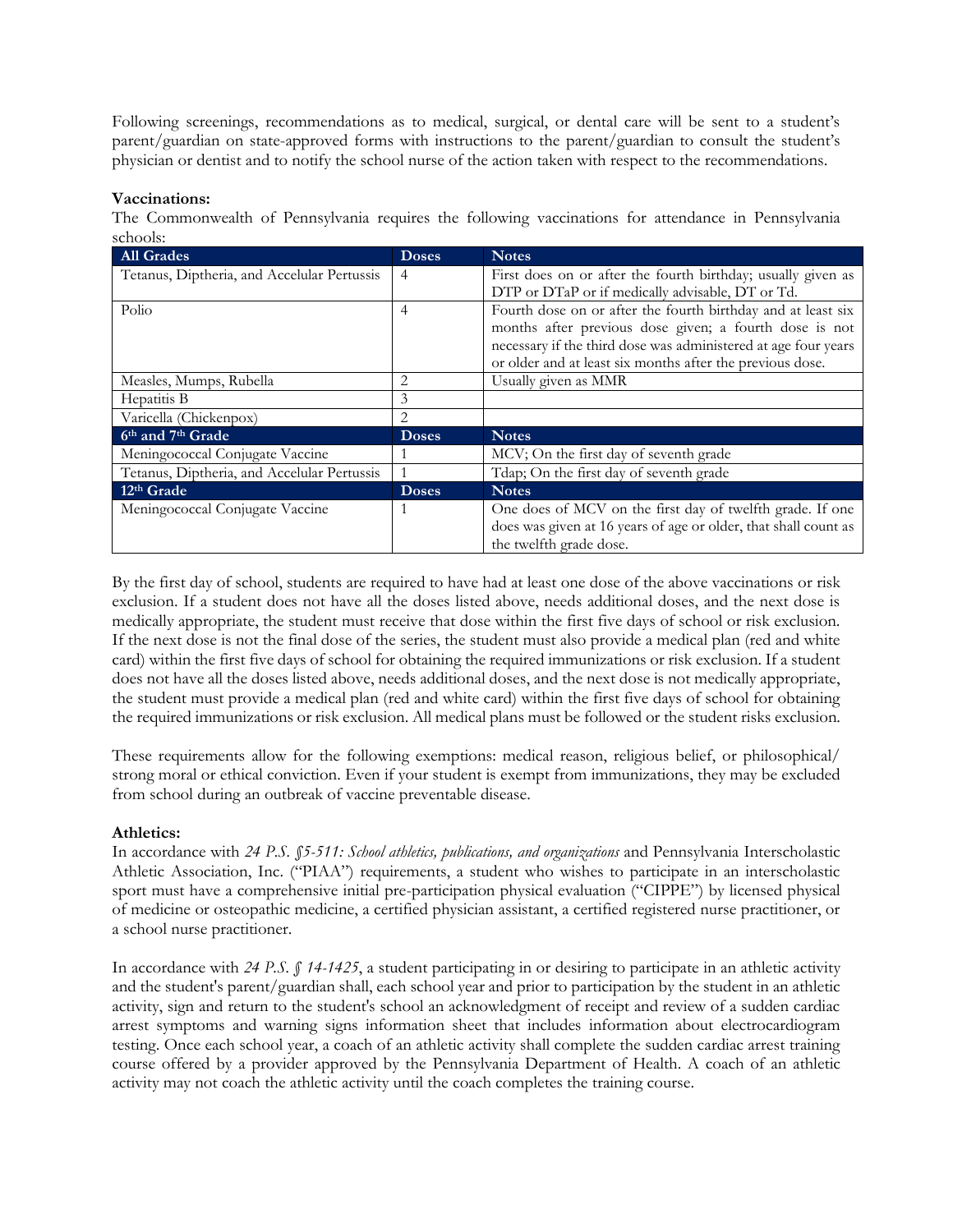Following screenings, recommendations as to medical, surgical, or dental care will be sent to a student's parent/guardian on state-approved forms with instructions to the parent/guardian to consult the student's physician or dentist and to notify the school nurse of the action taken with respect to the recommendations.

**Vaccinations:**

The Commonwealth of Pennsylvania requires the following vaccinations for attendance in Pennsylvania schools:

| All Grades | Doses | Notes |
|---|---|---|
| Tetanus, Diptheria, and Accelular Pertussis | 4 | First does on or after the fourth birthday; usually given as DTP or DTaP or if medically advisable, DT or Td. |
| Polio | 4 | Fourth dose on or after the fourth birthday and at least six months after previous dose given; a fourth dose is not necessary if the third dose was administered at age four years or older and at least six months after the previous dose. |
| Measles, Mumps, Rubella | 2 | Usually given as MMR |
| Hepatitis B | 3 | |
| Varicella (Chickenpox) | 2 | |
| **6th and 7th Grade** | **Doses** | **Notes** |
| Meningococcal Conjugate Vaccine | 1 | MCV; On the first day of seventh grade |
| Tetanus, Diptheria, and Accelular Pertussis | 1 | Tdap; On the first day of seventh grade |
| **12th Grade** | **Doses** | **Notes** |
| Meningococcal Conjugate Vaccine | 1 | One does of MCV on the first day of twelfth grade. If one does was given at 16 years of age or older, that shall count as the twelfth grade dose. |

By the first day of school, students are required to have had at least one dose of the above vaccinations or risk exclusion. If a student does not have all the doses listed above, needs additional doses, and the next dose is medically appropriate, the student must receive that dose within the first five days of school or risk exclusion. If the next dose is not the final dose of the series, the student must also provide a medical plan (red and white card) within the first five days of school for obtaining the required immunizations or risk exclusion. If a student does not have all the doses listed above, needs additional doses, and the next dose is not medically appropriate, the student must provide a medical plan (red and white card) within the first five days of school for obtaining the required immunizations or risk exclusion. All medical plans must be followed or the student risks exclusion.

These requirements allow for the following exemptions: medical reason, religious belief, or philosophical/ strong moral or ethical conviction. Even if your student is exempt from immunizations, they may be excluded from school during an outbreak of vaccine preventable disease.

**Athletics:**

In accordance with *24 P.S. §5-511: School athletics, publications, and organizations* and Pennsylvania Interscholastic Athletic Association, Inc. ("PIAA") requirements, a student who wishes to participate in an interscholastic sport must have a comprehensive initial pre-participation physical evaluation ("CIPPE") by licensed physical of medicine or osteopathic medicine, a certified physician assistant, a certified registered nurse practitioner, or a school nurse practitioner.

In accordance with *24 P.S. § 14-1425*, a student participating in or desiring to participate in an athletic activity and the student's parent/guardian shall, each school year and prior to participation by the student in an athletic activity, sign and return to the student's school an acknowledgment of receipt and review of a sudden cardiac arrest symptoms and warning signs information sheet that includes information about electrocardiogram testing. Once each school year, a coach of an athletic activity shall complete the sudden cardiac arrest training course offered by a provider approved by the Pennsylvania Department of Health. A coach of an athletic activity may not coach the athletic activity until the coach completes the training course.